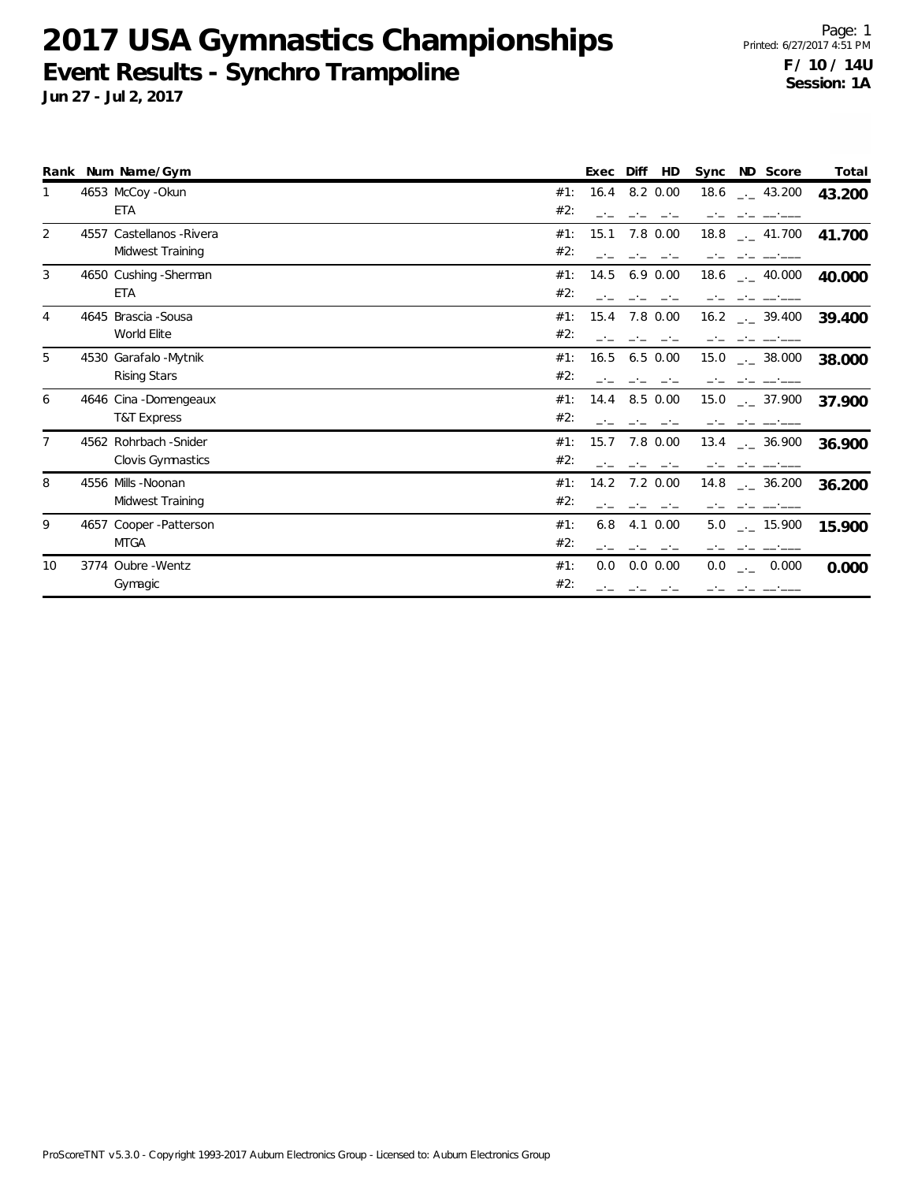# 2017 USA Gymnastics Championships

## Event Results - Synchro Trampoline

**Jun 27 - Jul 2, 2017**

Printed: 6/27/2017 4:51 PM

**F / 10 / 14U**
**Session: 1A**

| Rank | Num | Name/Gym | | Exec | Diff | HD | Sync | ND | Score | Total |
|---|---|---|---|---|---|---|---|---|---|---|
| 1 | 4653 | McCoy -Okun | #1: | 16.4 | 8.2 | 0.00 | 18.6 | _._ | 43.200 | **43.200** |
| | | ETA | #2: | _._ | _._ | _._ | _._ | _._ | __.___ | |
| 2 | 4557 | Castellanos -Rivera | #1: | 15.1 | 7.8 | 0.00 | 18.8 | _._ | 41.700 | **41.700** |
| | | Midwest Training | #2: | _._ | _._ | _._ | _._ | _._ | __.___ | |
| 3 | 4650 | Cushing -Sherman | #1: | 14.5 | 6.9 | 0.00 | 18.6 | _._ | 40.000 | **40.000** |
| | | ETA | #2: | _._ | _._ | _._ | _._ | _._ | __.___ | |
| 4 | 4645 | Brascia -Sousa | #1: | 15.4 | 7.8 | 0.00 | 16.2 | _._ | 39.400 | **39.400** |
| | | World Elite | #2: | _._ | _._ | _._ | _._ | _._ | __.___ | |
| 5 | 4530 | Garafalo -Mytnik | #1: | 16.5 | 6.5 | 0.00 | 15.0 | _._ | 38.000 | **38.000** |
| | | Rising Stars | #2: | _._ | _._ | _._ | _._ | _._ | __.___ | |
| 6 | 4646 | Cina -Domengeaux | #1: | 14.4 | 8.5 | 0.00 | 15.0 | _._ | 37.900 | **37.900** |
| | | T&T Express | #2: | _._ | _._ | _._ | _._ | _._ | __.___ | |
| 7 | 4562 | Rohrbach -Snider | #1: | 15.7 | 7.8 | 0.00 | 13.4 | _._ | 36.900 | **36.900** |
| | | Clovis Gymnastics | #2: | _._ | _._ | _._ | _._ | _._ | __.___ | |
| 8 | 4556 | Mills -Noonan | #1: | 14.2 | 7.2 | 0.00 | 14.8 | _._ | 36.200 | **36.200** |
| | | Midwest Training | #2: | _._ | _._ | _._ | _._ | _._ | __.___ | |
| 9 | 4657 | Cooper -Patterson | #1: | 6.8 | 4.1 | 0.00 | 5.0 | _._ | 15.900 | **15.900** |
| | | MTGA | #2: | _._ | _._ | _._ | _._ | _._ | __.___ | |
| 10 | 3774 | Oubre -Wentz | #1: | 0.0 | 0.0 | 0.00 | 0.0 | _._ | 0.000 | **0.000** |
| | | Gymagic | #2: | _._ | _._ | _._ | _._ | _._ | __.___ | |

ProScoreTNT v5.3.0 - Copyright 1993-2017 Auburn Electronics Group - Licensed to: Auburn Electronics Group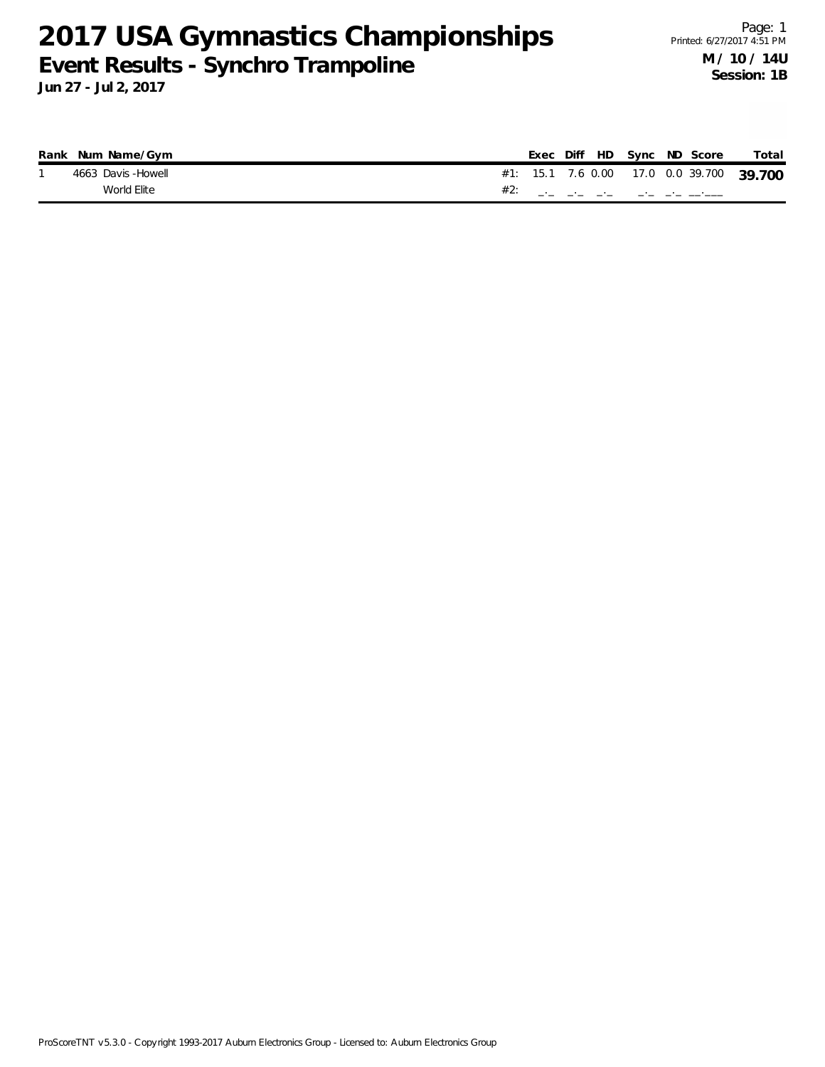# 2017 USA Gymnastics Championships

## Event Results - Synchro Trampoline

**Jun 27 - Jul 2, 2017**

Page: 1
Printed: 6/27/2017 4:51 PM

**M / 10 / 14U**
**Session: 1B**

| Rank | Num | Name/Gym | | Exec | Diff | HD | Sync | ND | Score | Total |
|---|---|---|---|---|---|---|---|---|---|---|
| 1 | 4663 | Davis -Howell | #1: | 15.1 | 7.6 | 0.00 | 17.0 | 0.0 | 39.700 | **39.700** |
| | | World Elite | #2: | _._ | _._ | _._ | _._ | _._ | __.___ | |

ProScoreTNT v5.3.0 - Copyright 1993-2017 Auburn Electronics Group - Licensed to: Auburn Electronics Group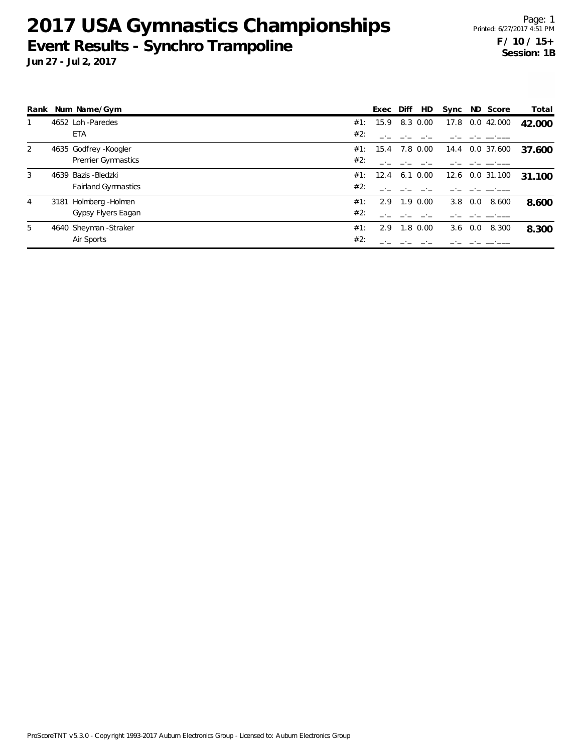# 2017 USA Gymnastics Championships

## Event Results - Synchro Trampoline

**Jun 27 - Jul 2, 2017**

Printed: 6/27/2017 4:51 PM

**F / 10 / 15+**
**Session: 1B**

| Rank | Num | Name/Gym | | Exec | Diff | HD | Sync | ND | Score | Total |
|---|---|---|---|---|---|---|---|---|---|---|
| 1 | 4652 | Loh -Paredes | #1: | 15.9 | 8.3 | 0.00 | 17.8 | 0.0 | 42.000 | **42.000** |
| | | ETA | #2: | _._ | _._ | _._ | _._ | _._ | __.___ | |
| 2 | 4635 | Godfrey -Koogler | #1: | 15.4 | 7.8 | 0.00 | 14.4 | 0.0 | 37.600 | **37.600** |
| | | Premier Gymnastics | #2: | _._ | _._ | _._ | _._ | _._ | __.___ | |
| 3 | 4639 | Bazis -Bledzki | #1: | 12.4 | 6.1 | 0.00 | 12.6 | 0.0 | 31.100 | **31.100** |
| | | Fairland Gymnastics | #2: | _._ | _._ | _._ | _._ | _._ | __.___ | |
| 4 | 3181 | Holmberg -Holmen | #1: | 2.9 | 1.9 | 0.00 | 3.8 | 0.0 | 8.600 | **8.600** |
| | | Gypsy Flyers Eagan | #2: | _._ | _._ | _._ | _._ | _._ | __.___ | |
| 5 | 4640 | Sheyman -Straker | #1: | 2.9 | 1.8 | 0.00 | 3.6 | 0.0 | 8.300 | **8.300** |
| | | Air Sports | #2: | _._ | _._ | _._ | _._ | _._ | __.___ | |

ProScoreTNT v5.3.0 - Copyright 1993-2017 Auburn Electronics Group - Licensed to: Auburn Electronics Group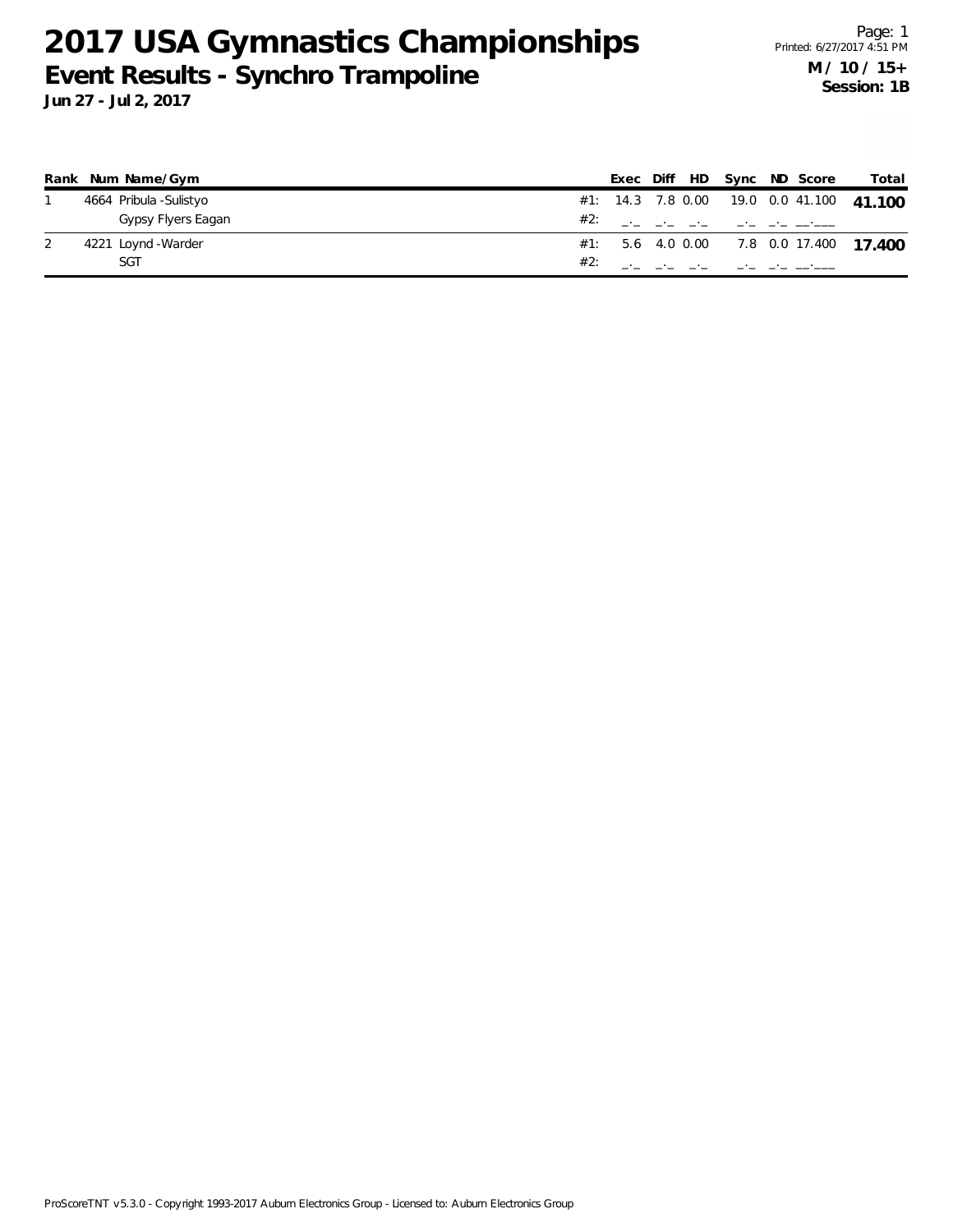# 2017 USA Gymnastics Championships

## Event Results - Synchro Trampoline

**Jun 27 - Jul 2, 2017**

Printed: 6/27/2017 4:51 PM

**M / 10 / 15+**
**Session: 1B**

| Rank | Num | Name/Gym | | Exec | Diff | HD | Sync | ND | Score | Total |
|---|---|---|---|---|---|---|---|---|---|---|
| 1 | 4664 | Pribula -Sulistyo | #1: | 14.3 | 7.8 | 0.00 | 19.0 | 0.0 | 41.100 | **41.100** |
| | | Gypsy Flyers Eagan | #2: | _._ | _._ | _._ | _._ | _._ | __.___ | |
| 2 | 4221 | Loynd -Warder | #1: | 5.6 | 4.0 | 0.00 | 7.8 | 0.0 | 17.400 | **17.400** |
| | | SGT | #2: | _._ | _._ | _._ | _._ | _._ | __.___ | |

ProScoreTNT v5.3.0 - Copyright 1993-2017 Auburn Electronics Group - Licensed to: Auburn Electronics Group